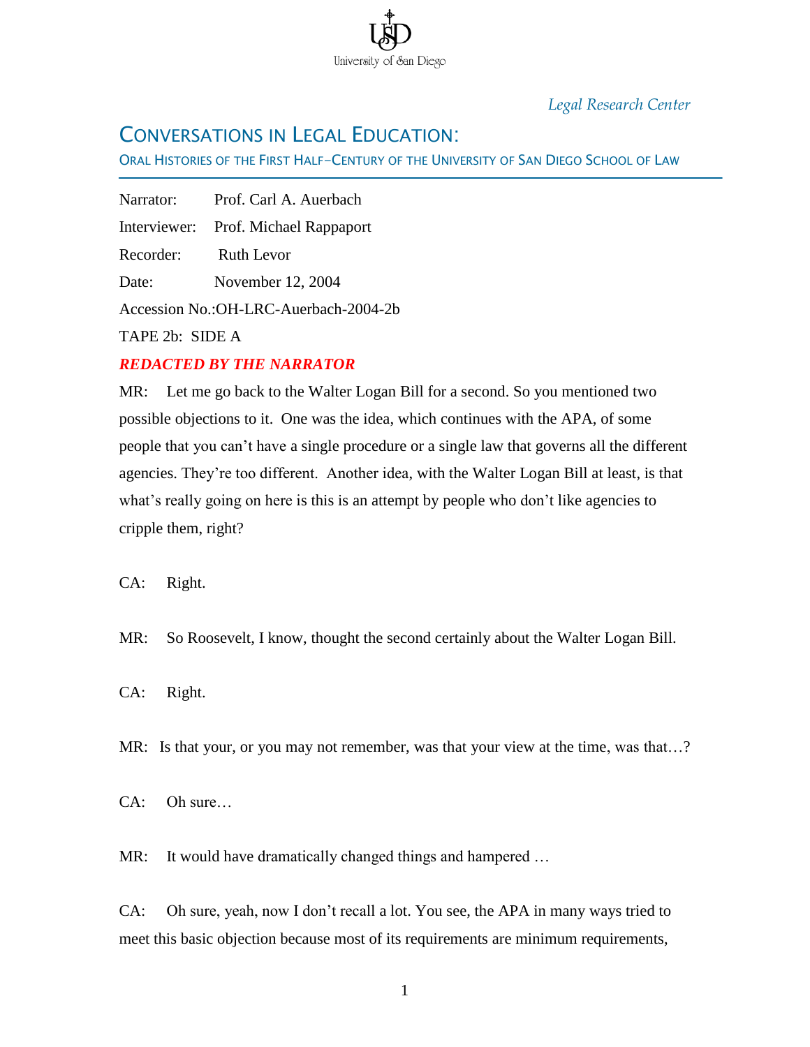University of San Diego

*Legal Research Center*

# CONVERSATIONS IN LEGAL EDUCATION:

ORAL HISTORIES OF THE FIRST HALF-CENTURY OF THE UNIVERSITY OF SAN DIEGO SCHOOL OF LAW

Narrator: Prof. Carl A. Auerbach

Interviewer: Prof. Michael Rappaport

Recorder: Ruth Levor

Date: November 12, 2004

Accession No.:OH-LRC-Auerbach-2004-2b

TAPE 2b: SIDE A

***REDACTED BY THE NARRATOR***

MR: Let me go back to the Walter Logan Bill for a second. So you mentioned two possible objections to it. One was the idea, which continues with the APA, of some people that you can't have a single procedure or a single law that governs all the different agencies. They're too different. Another idea, with the Walter Logan Bill at least, is that what's really going on here is this is an attempt by people who don't like agencies to cripple them, right?

CA: Right.

MR: So Roosevelt, I know, thought the second certainly about the Walter Logan Bill.

CA: Right.

MR: Is that your, or you may not remember, was that your view at the time, was that…?

CA: Oh sure…

MR: It would have dramatically changed things and hampered …

CA: Oh sure, yeah, now I don't recall a lot. You see, the APA in many ways tried to meet this basic objection because most of its requirements are minimum requirements,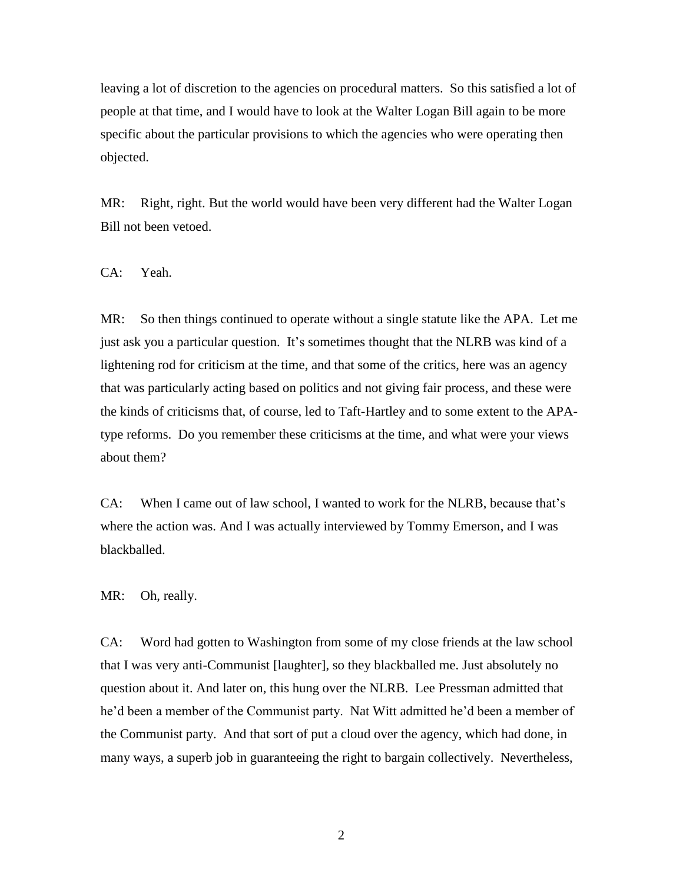leaving a lot of discretion to the agencies on procedural matters. So this satisfied a lot of people at that time, and I would have to look at the Walter Logan Bill again to be more specific about the particular provisions to which the agencies who were operating then objected.

MR: Right, right. But the world would have been very different had the Walter Logan Bill not been vetoed.

CA: Yeah.

MR: So then things continued to operate without a single statute like the APA. Let me just ask you a particular question. It's sometimes thought that the NLRB was kind of a lightening rod for criticism at the time, and that some of the critics, here was an agency that was particularly acting based on politics and not giving fair process, and these were the kinds of criticisms that, of course, led to Taft-Hartley and to some extent to the APA-type reforms. Do you remember these criticisms at the time, and what were your views about them?

CA: When I came out of law school, I wanted to work for the NLRB, because that's where the action was. And I was actually interviewed by Tommy Emerson, and I was blackballed.

MR: Oh, really.

CA: Word had gotten to Washington from some of my close friends at the law school that I was very anti-Communist [laughter], so they blackballed me. Just absolutely no question about it. And later on, this hung over the NLRB. Lee Pressman admitted that he'd been a member of the Communist party. Nat Witt admitted he'd been a member of the Communist party. And that sort of put a cloud over the agency, which had done, in many ways, a superb job in guaranteeing the right to bargain collectively. Nevertheless,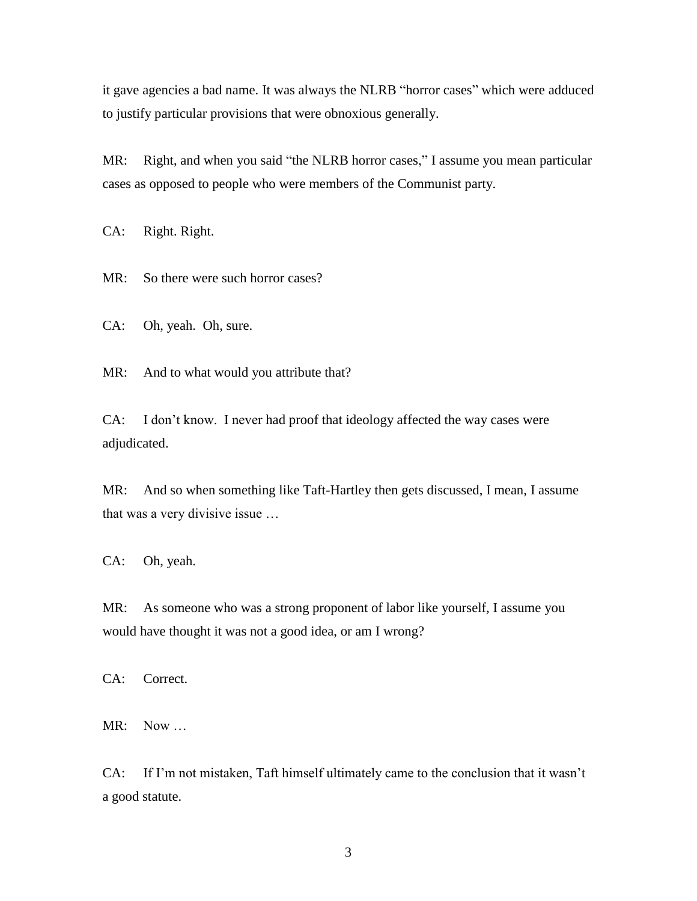it gave agencies a bad name. It was always the NLRB "horror cases" which were adduced to justify particular provisions that were obnoxious generally.

MR: Right, and when you said "the NLRB horror cases," I assume you mean particular cases as opposed to people who were members of the Communist party.

CA: Right. Right.

MR: So there were such horror cases?

CA: Oh, yeah. Oh, sure.

MR: And to what would you attribute that?

CA: I don't know. I never had proof that ideology affected the way cases were adjudicated.

MR: And so when something like Taft-Hartley then gets discussed, I mean, I assume that was a very divisive issue …

CA: Oh, yeah.

MR: As someone who was a strong proponent of labor like yourself, I assume you would have thought it was not a good idea, or am I wrong?

CA: Correct.

MR: Now …

CA: If I'm not mistaken, Taft himself ultimately came to the conclusion that it wasn't a good statute.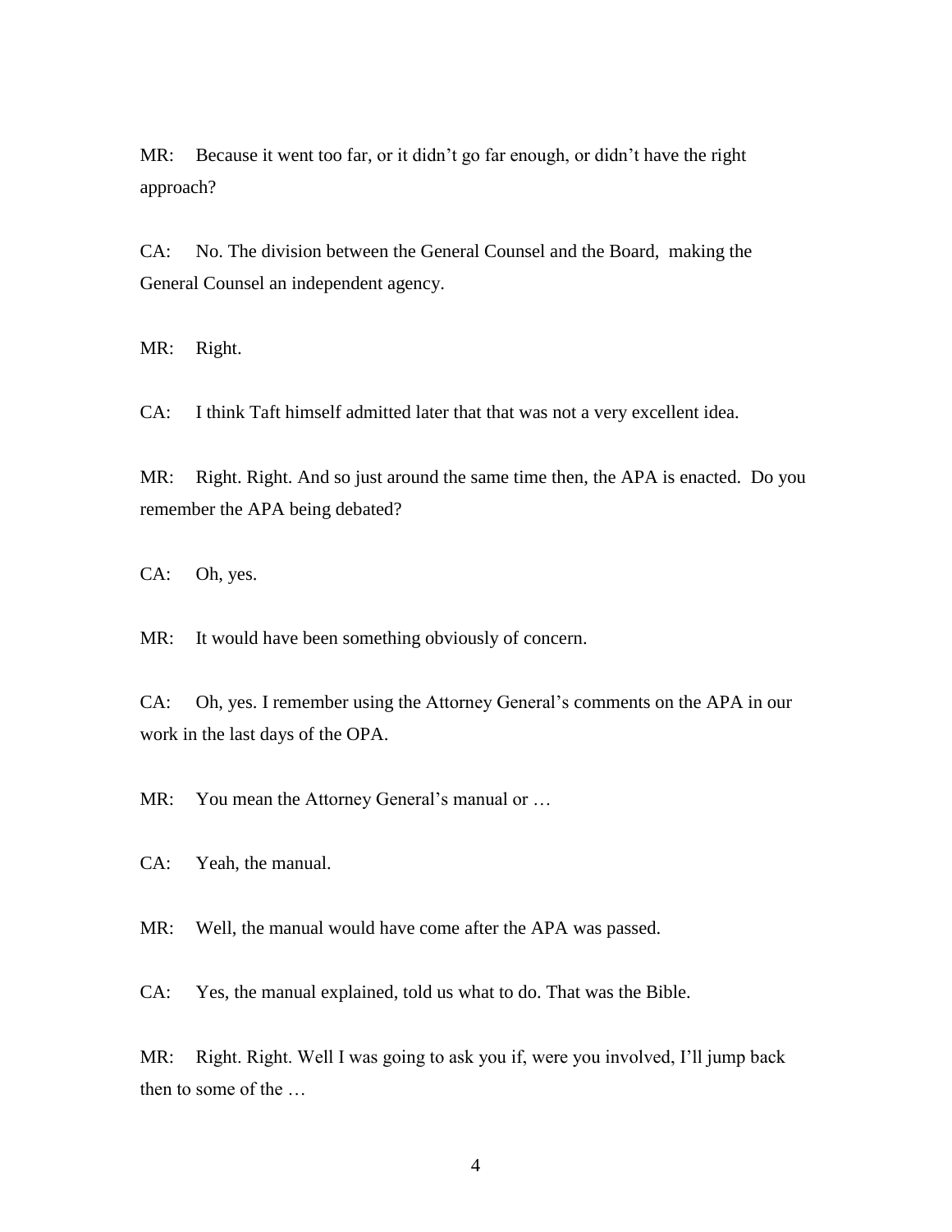MR: Because it went too far, or it didn't go far enough, or didn't have the right approach?

CA: No. The division between the General Counsel and the Board, making the General Counsel an independent agency.

MR: Right.

CA: I think Taft himself admitted later that that was not a very excellent idea.

MR: Right. Right. And so just around the same time then, the APA is enacted. Do you remember the APA being debated?

CA: Oh, yes.

MR: It would have been something obviously of concern.

CA: Oh, yes. I remember using the Attorney General's comments on the APA in our work in the last days of the OPA.

MR: You mean the Attorney General's manual or …

CA: Yeah, the manual.

MR: Well, the manual would have come after the APA was passed.

CA: Yes, the manual explained, told us what to do. That was the Bible.

MR: Right. Right. Well I was going to ask you if, were you involved, I'll jump back then to some of the …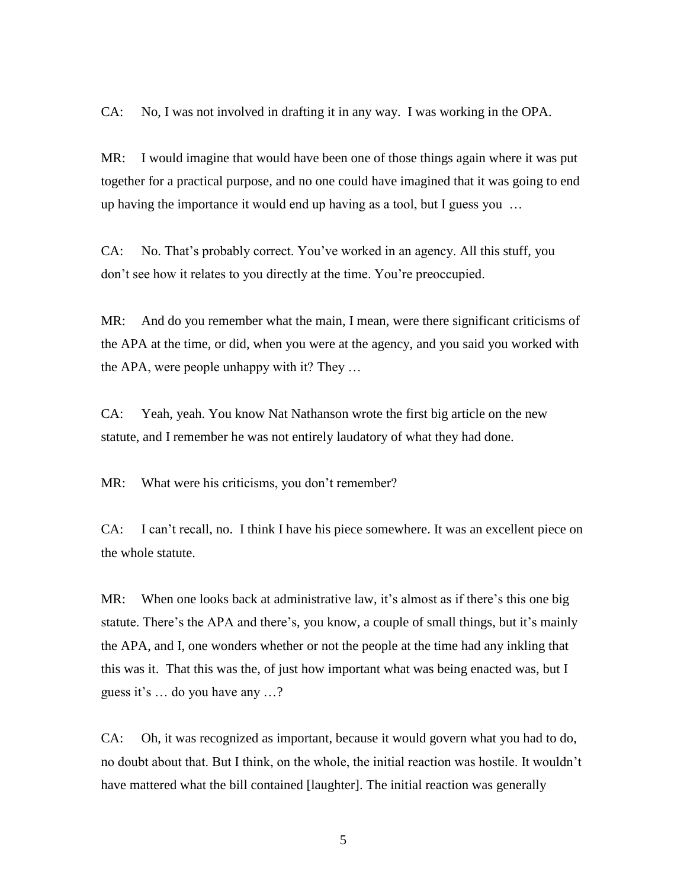CA: No, I was not involved in drafting it in any way. I was working in the OPA.

MR: I would imagine that would have been one of those things again where it was put together for a practical purpose, and no one could have imagined that it was going to end up having the importance it would end up having as a tool, but I guess you …

CA: No. That's probably correct. You've worked in an agency. All this stuff, you don't see how it relates to you directly at the time. You're preoccupied.

MR: And do you remember what the main, I mean, were there significant criticisms of the APA at the time, or did, when you were at the agency, and you said you worked with the APA, were people unhappy with it? They …

CA: Yeah, yeah. You know Nat Nathanson wrote the first big article on the new statute, and I remember he was not entirely laudatory of what they had done.

MR: What were his criticisms, you don't remember?

CA: I can't recall, no. I think I have his piece somewhere. It was an excellent piece on the whole statute.

MR: When one looks back at administrative law, it's almost as if there's this one big statute. There's the APA and there's, you know, a couple of small things, but it's mainly the APA, and I, one wonders whether or not the people at the time had any inkling that this was it. That this was the, of just how important what was being enacted was, but I guess it's … do you have any …?

CA: Oh, it was recognized as important, because it would govern what you had to do, no doubt about that. But I think, on the whole, the initial reaction was hostile. It wouldn't have mattered what the bill contained [laughter]. The initial reaction was generally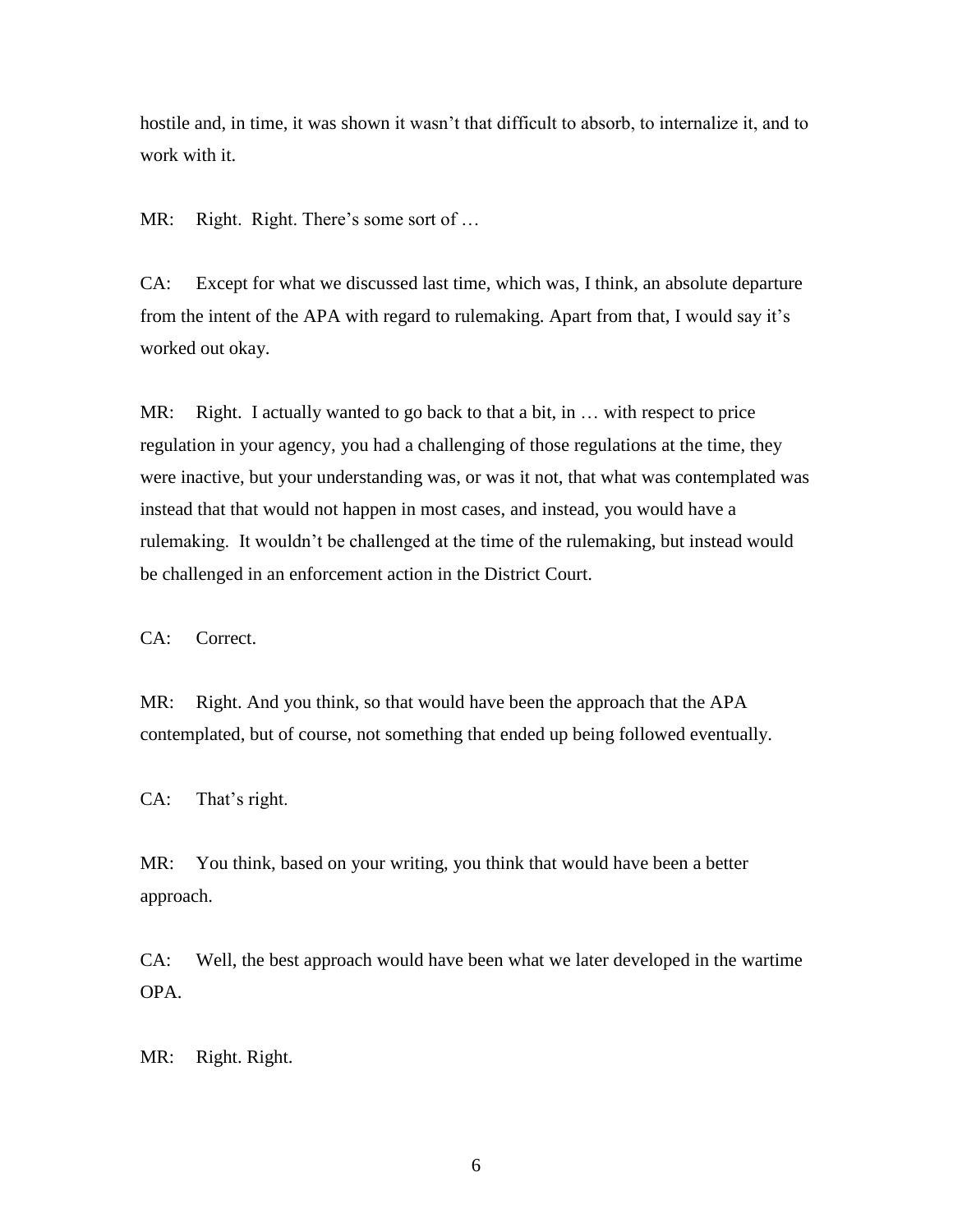hostile and, in time, it was shown it wasn't that difficult to absorb, to internalize it, and to work with it.

MR: Right. Right. There's some sort of …

CA: Except for what we discussed last time, which was, I think, an absolute departure from the intent of the APA with regard to rulemaking. Apart from that, I would say it's worked out okay.

MR: Right. I actually wanted to go back to that a bit, in … with respect to price regulation in your agency, you had a challenging of those regulations at the time, they were inactive, but your understanding was, or was it not, that what was contemplated was instead that that would not happen in most cases, and instead, you would have a rulemaking. It wouldn't be challenged at the time of the rulemaking, but instead would be challenged in an enforcement action in the District Court.

CA: Correct.

MR: Right. And you think, so that would have been the approach that the APA contemplated, but of course, not something that ended up being followed eventually.

CA: That's right.

MR: You think, based on your writing, you think that would have been a better approach.

CA: Well, the best approach would have been what we later developed in the wartime OPA.

MR: Right. Right.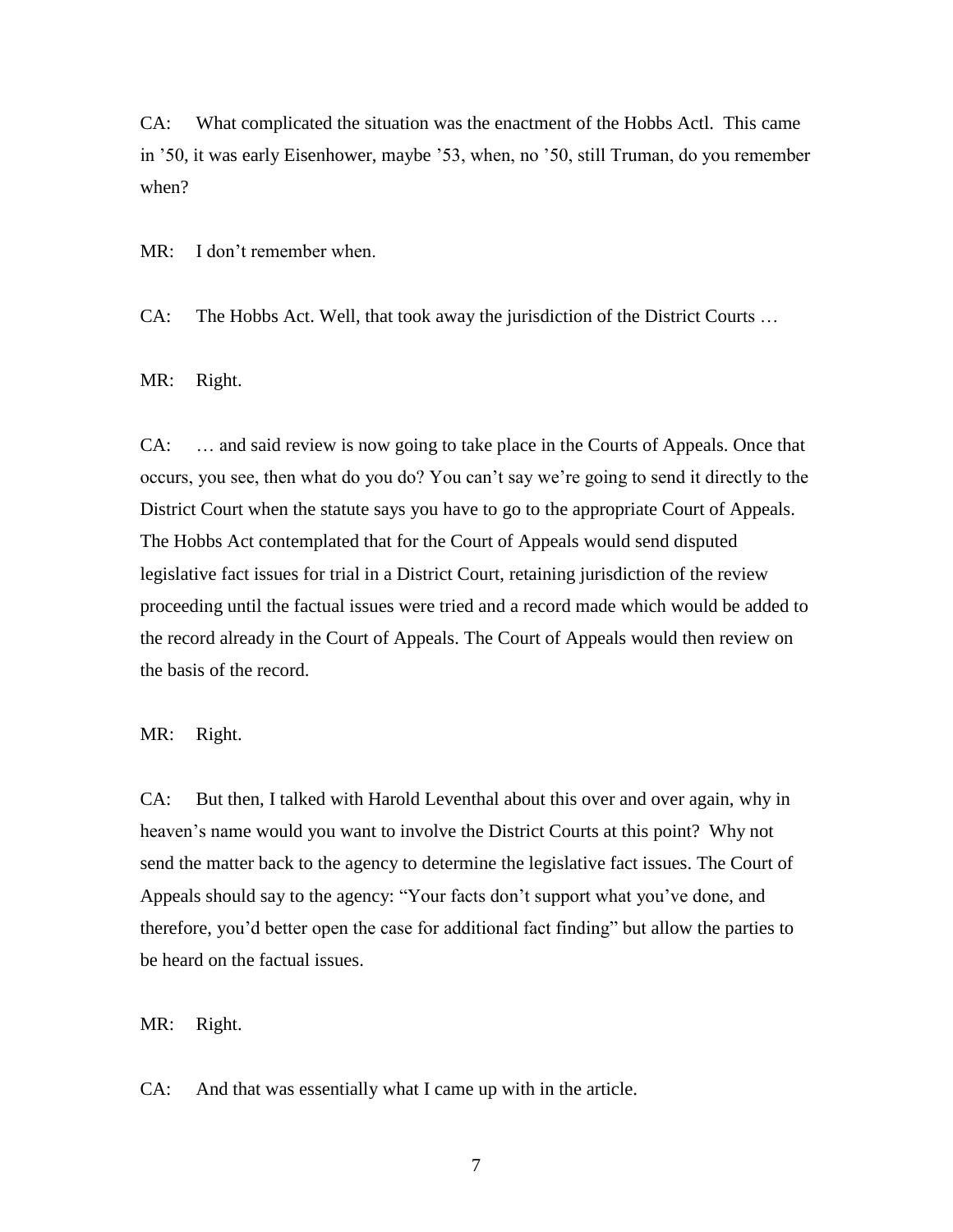CA: What complicated the situation was the enactment of the Hobbs Actl. This came in '50, it was early Eisenhower, maybe '53, when, no '50, still Truman, do you remember when?

MR: I don't remember when.

CA: The Hobbs Act. Well, that took away the jurisdiction of the District Courts …

MR: Right.

CA: … and said review is now going to take place in the Courts of Appeals. Once that occurs, you see, then what do you do? You can't say we're going to send it directly to the District Court when the statute says you have to go to the appropriate Court of Appeals. The Hobbs Act contemplated that for the Court of Appeals would send disputed legislative fact issues for trial in a District Court, retaining jurisdiction of the review proceeding until the factual issues were tried and a record made which would be added to the record already in the Court of Appeals. The Court of Appeals would then review on the basis of the record.

MR: Right.

CA: But then, I talked with Harold Leventhal about this over and over again, why in heaven's name would you want to involve the District Courts at this point? Why not send the matter back to the agency to determine the legislative fact issues. The Court of Appeals should say to the agency: "Your facts don't support what you've done, and therefore, you'd better open the case for additional fact finding" but allow the parties to be heard on the factual issues.

MR: Right.

CA: And that was essentially what I came up with in the article.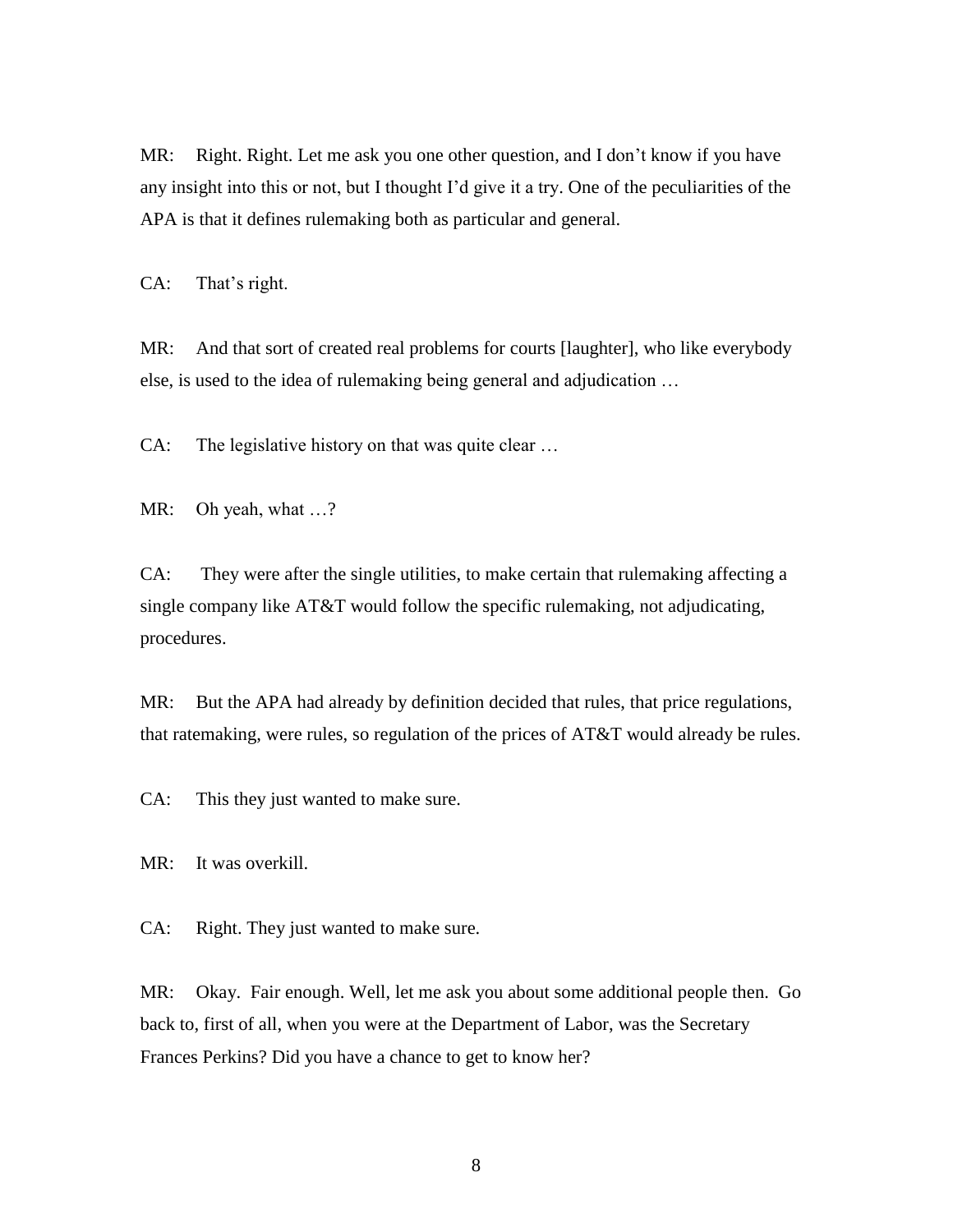MR: Right. Right. Let me ask you one other question, and I don't know if you have any insight into this or not, but I thought I'd give it a try. One of the peculiarities of the APA is that it defines rulemaking both as particular and general.

CA: That's right.

MR: And that sort of created real problems for courts [laughter], who like everybody else, is used to the idea of rulemaking being general and adjudication …

CA: The legislative history on that was quite clear …

MR: Oh yeah, what …?

CA: They were after the single utilities, to make certain that rulemaking affecting a single company like AT&T would follow the specific rulemaking, not adjudicating, procedures.

MR: But the APA had already by definition decided that rules, that price regulations, that ratemaking, were rules, so regulation of the prices of AT&T would already be rules.

CA: This they just wanted to make sure.

MR: It was overkill.

CA: Right. They just wanted to make sure.

MR: Okay. Fair enough. Well, let me ask you about some additional people then. Go back to, first of all, when you were at the Department of Labor, was the Secretary Frances Perkins? Did you have a chance to get to know her?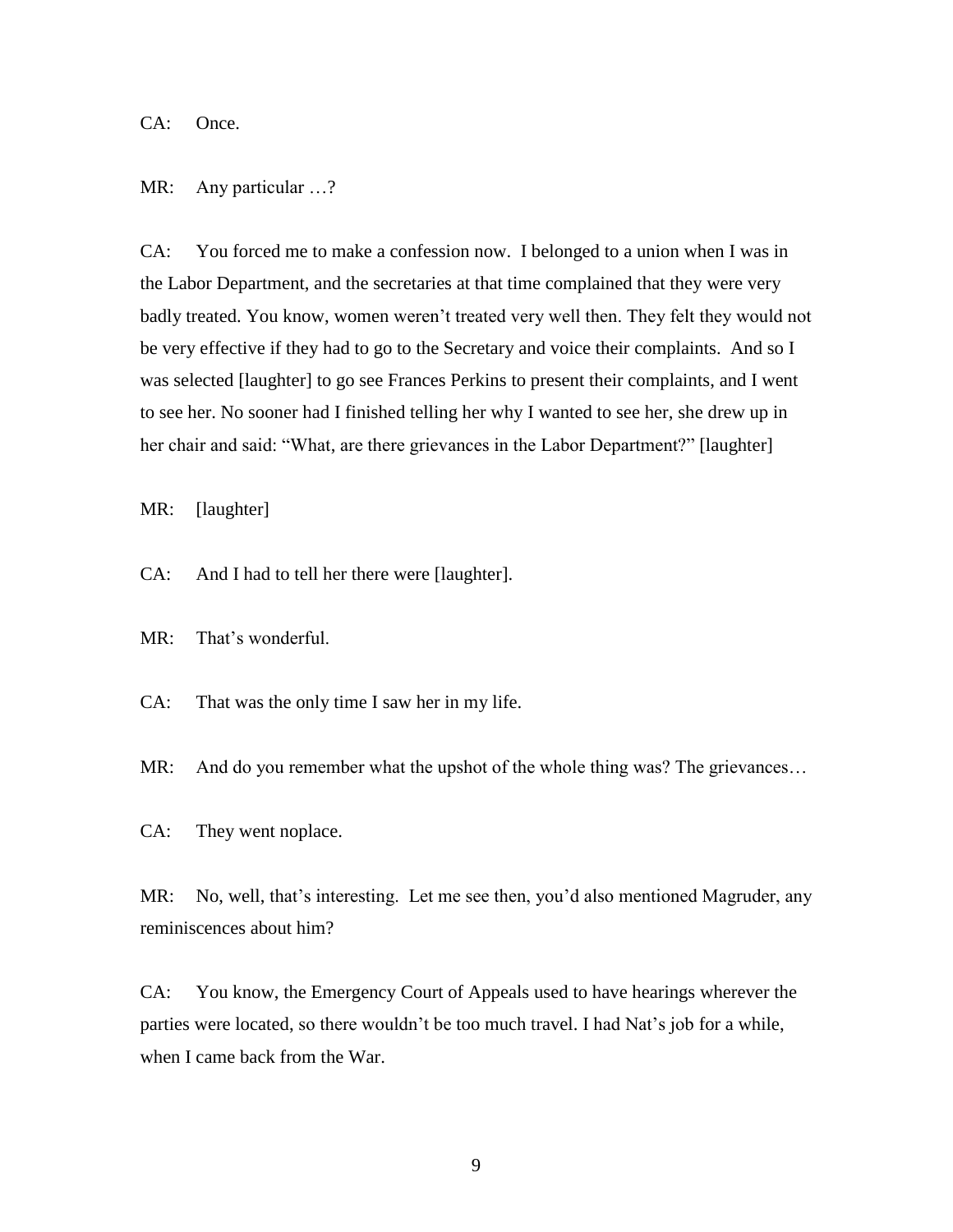CA: Once.

MR: Any particular …?

CA: You forced me to make a confession now. I belonged to a union when I was in the Labor Department, and the secretaries at that time complained that they were very badly treated. You know, women weren't treated very well then. They felt they would not be very effective if they had to go to the Secretary and voice their complaints. And so I was selected [laughter] to go see Frances Perkins to present their complaints, and I went to see her. No sooner had I finished telling her why I wanted to see her, she drew up in her chair and said: "What, are there grievances in the Labor Department?" [laughter]

MR: [laughter]

CA: And I had to tell her there were [laughter].

MR: That's wonderful.

CA: That was the only time I saw her in my life.

MR: And do you remember what the upshot of the whole thing was? The grievances…

CA: They went noplace.

MR: No, well, that's interesting. Let me see then, you'd also mentioned Magruder, any reminiscences about him?

CA: You know, the Emergency Court of Appeals used to have hearings wherever the parties were located, so there wouldn't be too much travel. I had Nat's job for a while, when I came back from the War.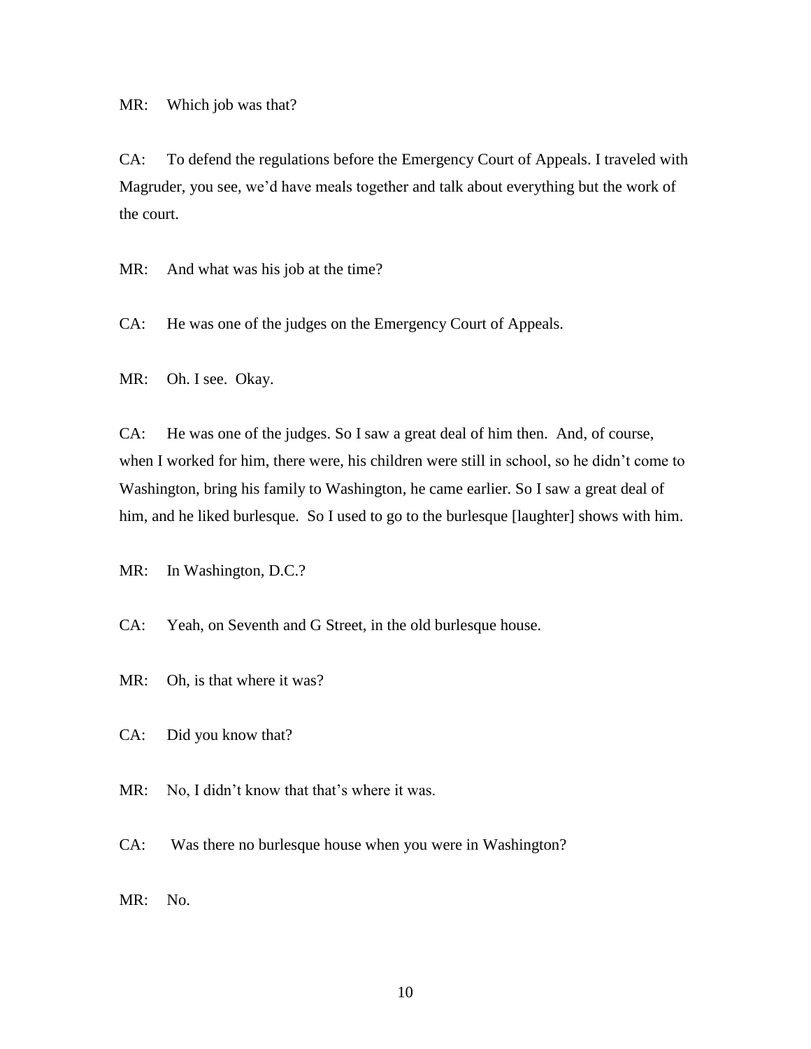MR: Which job was that?

CA: To defend the regulations before the Emergency Court of Appeals. I traveled with Magruder, you see, we'd have meals together and talk about everything but the work of the court.

MR: And what was his job at the time?

CA: He was one of the judges on the Emergency Court of Appeals.

MR: Oh. I see. Okay.

CA: He was one of the judges. So I saw a great deal of him then. And, of course, when I worked for him, there were, his children were still in school, so he didn't come to Washington, bring his family to Washington, he came earlier. So I saw a great deal of him, and he liked burlesque. So I used to go to the burlesque [laughter] shows with him.

MR: In Washington, D.C.?

CA: Yeah, on Seventh and G Street, in the old burlesque house.

MR: Oh, is that where it was?

CA: Did you know that?

MR: No, I didn't know that that's where it was.

CA: Was there no burlesque house when you were in Washington?

MR: No.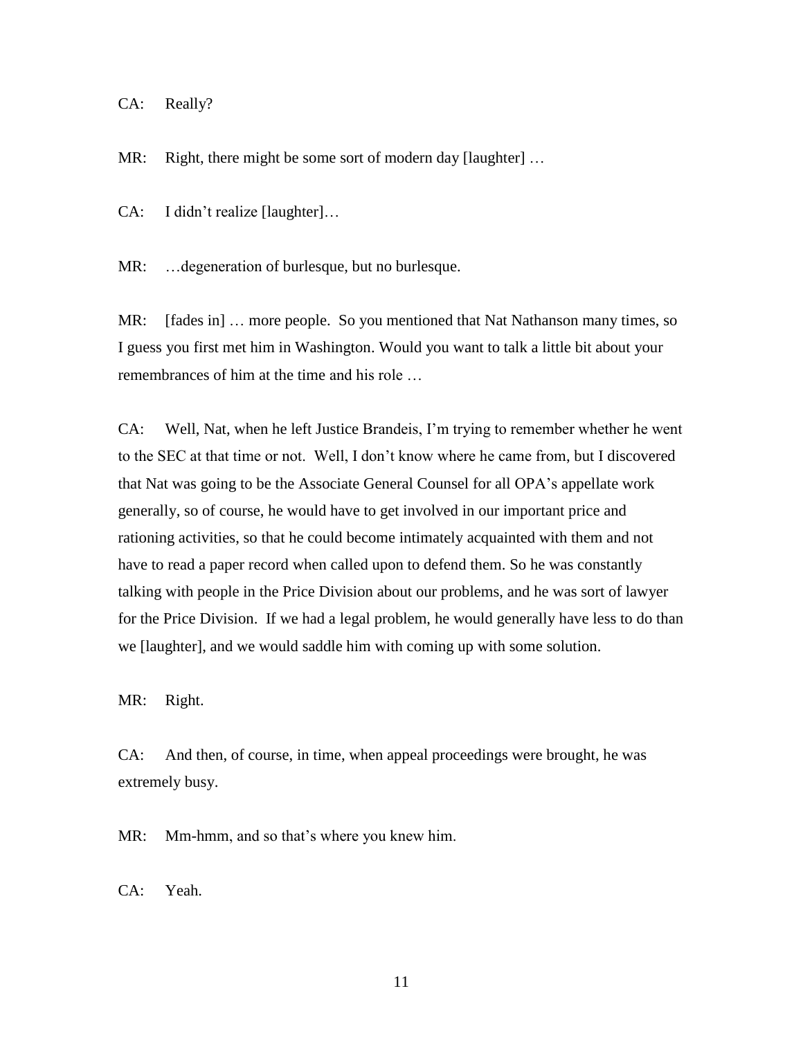CA: Really?

MR: Right, there might be some sort of modern day [laughter] …

CA: I didn't realize [laughter]…

MR: …degeneration of burlesque, but no burlesque.

MR: [fades in] … more people. So you mentioned that Nat Nathanson many times, so I guess you first met him in Washington. Would you want to talk a little bit about your remembrances of him at the time and his role …

CA: Well, Nat, when he left Justice Brandeis, I'm trying to remember whether he went to the SEC at that time or not. Well, I don't know where he came from, but I discovered that Nat was going to be the Associate General Counsel for all OPA's appellate work generally, so of course, he would have to get involved in our important price and rationing activities, so that he could become intimately acquainted with them and not have to read a paper record when called upon to defend them. So he was constantly talking with people in the Price Division about our problems, and he was sort of lawyer for the Price Division. If we had a legal problem, he would generally have less to do than we [laughter], and we would saddle him with coming up with some solution.

MR: Right.

CA: And then, of course, in time, when appeal proceedings were brought, he was extremely busy.

MR: Mm-hmm, and so that's where you knew him.

CA: Yeah.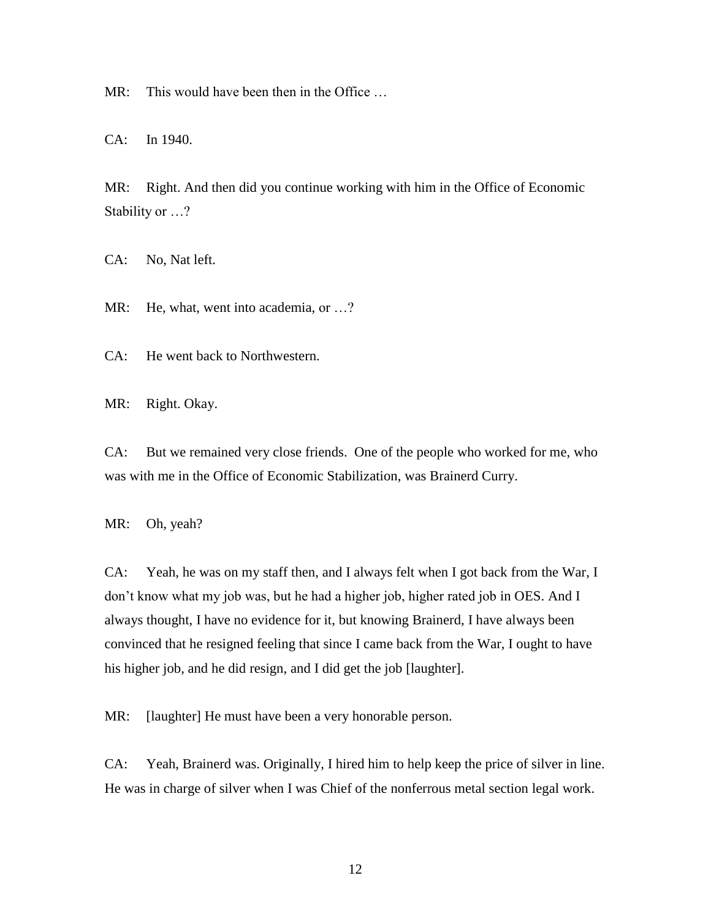MR: This would have been then in the Office …

CA: In 1940.

MR: Right. And then did you continue working with him in the Office of Economic Stability or …?

CA: No, Nat left.

MR: He, what, went into academia, or …?

CA: He went back to Northwestern.

MR: Right. Okay.

CA: But we remained very close friends. One of the people who worked for me, who was with me in the Office of Economic Stabilization, was Brainerd Curry.

MR: Oh, yeah?

CA: Yeah, he was on my staff then, and I always felt when I got back from the War, I don't know what my job was, but he had a higher job, higher rated job in OES. And I always thought, I have no evidence for it, but knowing Brainerd, I have always been convinced that he resigned feeling that since I came back from the War, I ought to have his higher job, and he did resign, and I did get the job [laughter].

MR: [laughter] He must have been a very honorable person.

CA: Yeah, Brainerd was. Originally, I hired him to help keep the price of silver in line. He was in charge of silver when I was Chief of the nonferrous metal section legal work.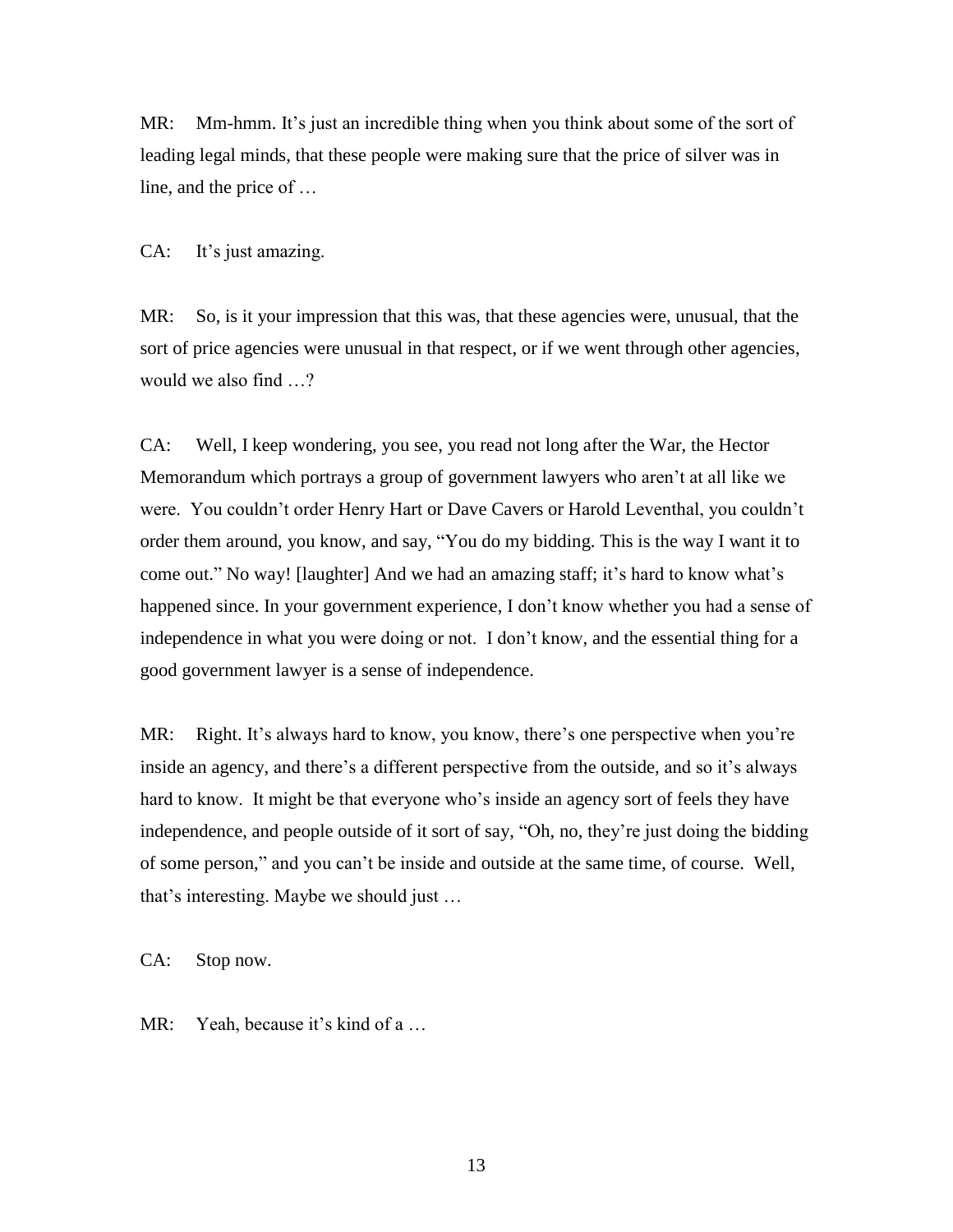MR: Mm-hmm. It's just an incredible thing when you think about some of the sort of leading legal minds, that these people were making sure that the price of silver was in line, and the price of …

CA: It's just amazing.

MR: So, is it your impression that this was, that these agencies were, unusual, that the sort of price agencies were unusual in that respect, or if we went through other agencies, would we also find …?

CA: Well, I keep wondering, you see, you read not long after the War, the Hector Memorandum which portrays a group of government lawyers who aren't at all like we were. You couldn't order Henry Hart or Dave Cavers or Harold Leventhal, you couldn't order them around, you know, and say, "You do my bidding. This is the way I want it to come out." No way! [laughter] And we had an amazing staff; it's hard to know what's happened since. In your government experience, I don't know whether you had a sense of independence in what you were doing or not. I don't know, and the essential thing for a good government lawyer is a sense of independence.

MR: Right. It's always hard to know, you know, there's one perspective when you're inside an agency, and there's a different perspective from the outside, and so it's always hard to know. It might be that everyone who's inside an agency sort of feels they have independence, and people outside of it sort of say, "Oh, no, they're just doing the bidding of some person," and you can't be inside and outside at the same time, of course. Well, that's interesting. Maybe we should just …

CA: Stop now.

MR: Yeah, because it's kind of a …